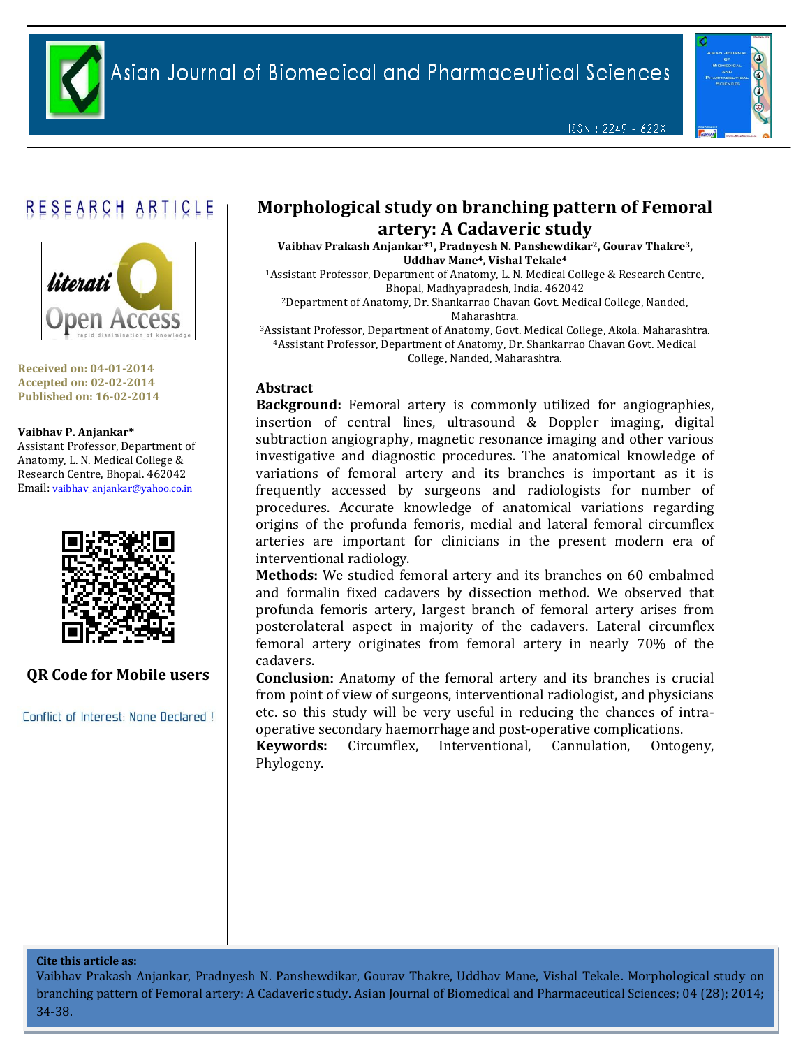RESEARCH ARTICLE

Received on: 04-01-2014
Accepted on: 02-02-2014
Published on: 16-02-2014

**Vaibhav P. Anjankar***
Assistant Professor, Department of Anatomy, L. N. Medical College & Research Centre, Bhopal. 462042
Email: vaibhav_anjankar@yahoo.co.in

QR Code for Mobile users

Conflict of Interest: None Declared !

# Morphological study on branching pattern of Femoral artery: A Cadaveric study

**Vaibhav Prakash Anjankar*[1], Pradnyesh N. Panshewdikar[2], Gourav Thakre[3], Uddhav Mane[4], Vishal Tekale[4]**

[1]Assistant Professor, Department of Anatomy, L. N. Medical College & Research Centre, Bhopal, Madhyapradesh, India. 462042
[2]Department of Anatomy, Dr. Shankarrao Chavan Govt. Medical College, Nanded, Maharashtra.
[3]Assistant Professor, Department of Anatomy, Govt. Medical College, Akola. Maharashtra.
[4]Assistant Professor, Department of Anatomy, Dr. Shankarrao Chavan Govt. Medical College, Nanded, Maharashtra.

## Abstract

**Background:** Femoral artery is commonly utilized for angiographies, insertion of central lines, ultrasound & Doppler imaging, digital subtraction angiography, magnetic resonance imaging and other various investigative and diagnostic procedures. The anatomical knowledge of variations of femoral artery and its branches is important as it is frequently accessed by surgeons and radiologists for number of procedures. Accurate knowledge of anatomical variations regarding origins of the profunda femoris, medial and lateral femoral circumflex arteries are important for clinicians in the present modern era of interventional radiology.

**Methods:** We studied femoral artery and its branches on 60 embalmed and formalin fixed cadavers by dissection method. We observed that profunda femoris artery, largest branch of femoral artery arises from posterolateral aspect in majority of the cadavers. Lateral circumflex femoral artery originates from femoral artery in nearly 70% of the cadavers.

**Conclusion:** Anatomy of the femoral artery and its branches is crucial from point of view of surgeons, interventional radiologist, and physicians etc. so this study will be very useful in reducing the chances of intra-operative secondary haemorrhage and post-operative complications.

**Keywords:** Circumflex, Interventional, Cannulation, Ontogeny, Phylogeny.

**Cite this article as:**
Vaibhav Prakash Anjankar, Pradnyesh N. Panshewdikar, Gourav Thakre, Uddhav Mane, Vishal Tekale. Morphological study on branching pattern of Femoral artery: A Cadaveric study. Asian Journal of Biomedical and Pharmaceutical Sciences; 04 (28); 2014; 34-38.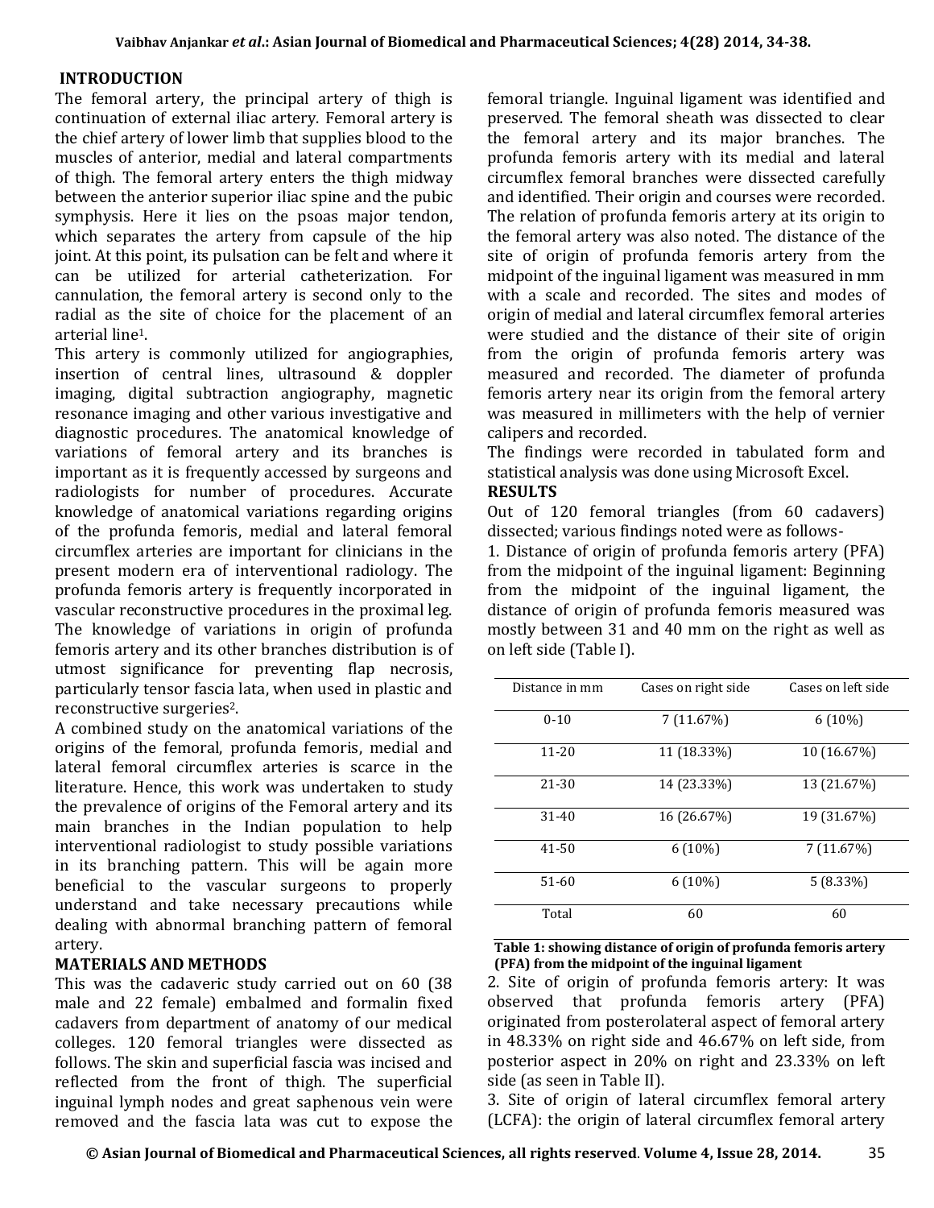## INTRODUCTION

The femoral artery, the principal artery of thigh is continuation of external iliac artery. Femoral artery is the chief artery of lower limb that supplies blood to the muscles of anterior, medial and lateral compartments of thigh. The femoral artery enters the thigh midway between the anterior superior iliac spine and the pubic symphysis. Here it lies on the psoas major tendon, which separates the artery from capsule of the hip joint. At this point, its pulsation can be felt and where it can be utilized for arterial catheterization. For cannulation, the femoral artery is second only to the radial as the site of choice for the placement of an arterial line[1].

This artery is commonly utilized for angiographies, insertion of central lines, ultrasound & doppler imaging, digital subtraction angiography, magnetic resonance imaging and other various investigative and diagnostic procedures. The anatomical knowledge of variations of femoral artery and its branches is important as it is frequently accessed by surgeons and radiologists for number of procedures. Accurate knowledge of anatomical variations regarding origins of the profunda femoris, medial and lateral femoral circumflex arteries are important for clinicians in the present modern era of interventional radiology. The profunda femoris artery is frequently incorporated in vascular reconstructive procedures in the proximal leg. The knowledge of variations in origin of profunda femoris artery and its other branches distribution is of utmost significance for preventing flap necrosis, particularly tensor fascia lata, when used in plastic and reconstructive surgeries[2].

A combined study on the anatomical variations of the origins of the femoral, profunda femoris, medial and lateral femoral circumflex arteries is scarce in the literature. Hence, this work was undertaken to study the prevalence of origins of the Femoral artery and its main branches in the Indian population to help interventional radiologist to study possible variations in its branching pattern. This will be again more beneficial to the vascular surgeons to properly understand and take necessary precautions while dealing with abnormal branching pattern of femoral artery.

## MATERIALS AND METHODS

This was the cadaveric study carried out on 60 (38 male and 22 female) embalmed and formalin fixed cadavers from department of anatomy of our medical colleges. 120 femoral triangles were dissected as follows. The skin and superficial fascia was incised and reflected from the front of thigh. The superficial inguinal lymph nodes and great saphenous vein were removed and the fascia lata was cut to expose the femoral triangle. Inguinal ligament was identified and preserved. The femoral sheath was dissected to clear the femoral artery and its major branches. The profunda femoris artery with its medial and lateral circumflex femoral branches were dissected carefully and identified. Their origin and courses were recorded. The relation of profunda femoris artery at its origin to the femoral artery was also noted. The distance of the site of origin of profunda femoris artery from the midpoint of the inguinal ligament was measured in mm with a scale and recorded. The sites and modes of origin of medial and lateral circumflex femoral arteries were studied and the distance of their site of origin from the origin of profunda femoris artery was measured and recorded. The diameter of profunda femoris artery near its origin from the femoral artery was measured in millimeters with the help of vernier calipers and recorded.

The findings were recorded in tabulated form and statistical analysis was done using Microsoft Excel.

## RESULTS

Out of 120 femoral triangles (from 60 cadavers) dissected; various findings noted were as follows-

1. Distance of origin of profunda femoris artery (PFA) from the midpoint of the inguinal ligament: Beginning from the midpoint of the inguinal ligament, the distance of origin of profunda femoris measured was mostly between 31 and 40 mm on the right as well as on left side (Table I).

| Distance in mm | Cases on right side | Cases on left side |
|---|---|---|
| 0-10 | 7 (11.67%) | 6 (10%) |
| 11-20 | 11 (18.33%) | 10 (16.67%) |
| 21-30 | 14 (23.33%) | 13 (21.67%) |
| 31-40 | 16 (26.67%) | 19 (31.67%) |
| 41-50 | 6 (10%) | 7 (11.67%) |
| 51-60 | 6 (10%) | 5 (8.33%) |
| Total | 60 | 60 |

**Table 1: showing distance of origin of profunda femoris artery (PFA) from the midpoint of the inguinal ligament**

2. Site of origin of profunda femoris artery: It was observed that profunda femoris artery (PFA) originated from posterolateral aspect of femoral artery in 48.33% on right side and 46.67% on left side, from posterior aspect in 20% on right and 23.33% on left side (as seen in Table II).

3. Site of origin of lateral circumflex femoral artery (LCFA): the origin of lateral circumflex femoral artery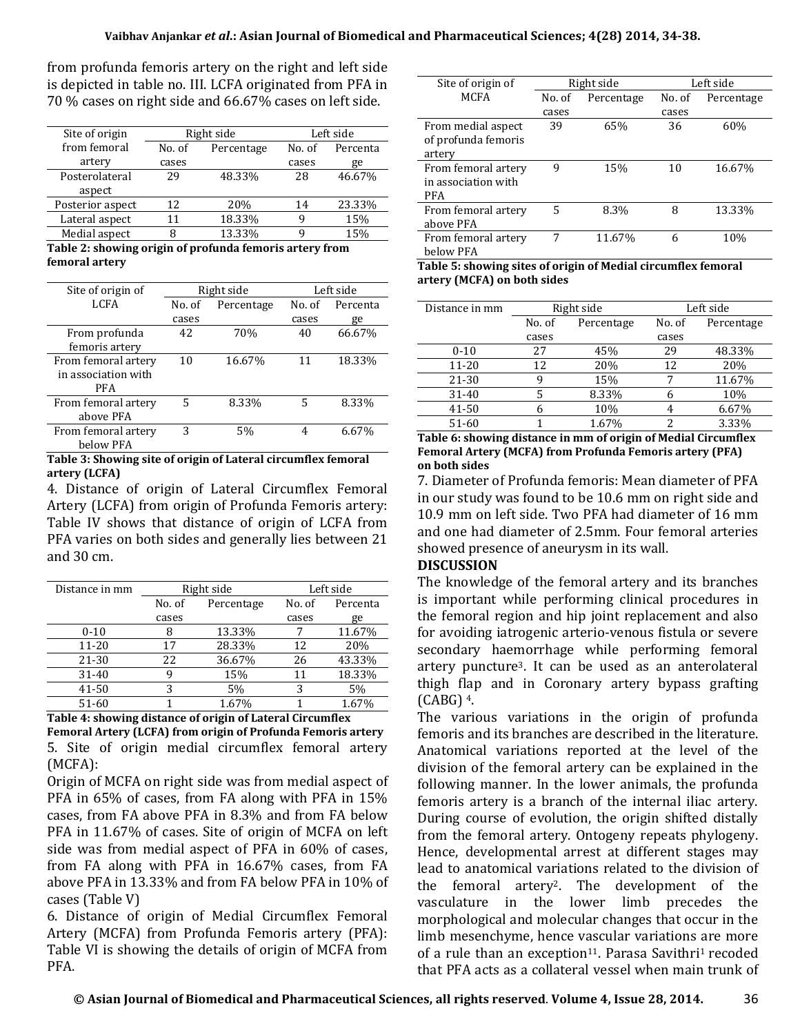from profunda femoris artery on the right and left side is depicted in table no. III. LCFA originated from PFA in 70 % cases on right side and 66.67% cases on left side.

| Site of origin from femoral artery | Right side | | Left side | |
|---|---|---|---|---|
| | No. of cases | Percentage | No. of cases | Percentage |
| Posterolateral aspect | 29 | 48.33% | 28 | 46.67% |
| Posterior aspect | 12 | 20% | 14 | 23.33% |
| Lateral aspect | 11 | 18.33% | 9 | 15% |
| Medial aspect | 8 | 13.33% | 9 | 15% |

**Table 2: showing origin of profunda femoris artery from femoral artery**

| Site of origin of LCFA | Right side | | Left side | |
|---|---|---|---|---|
| | No. of cases | Percentage | No. of cases | Percentage |
| From profunda femoris artery | 42 | 70% | 40 | 66.67% |
| From femoral artery in association with PFA | 10 | 16.67% | 11 | 18.33% |
| From femoral artery above PFA | 5 | 8.33% | 5 | 8.33% |
| From femoral artery below PFA | 3 | 5% | 4 | 6.67% |

**Table 3: Showing site of origin of Lateral circumflex femoral artery (LCFA)**

4. Distance of origin of Lateral Circumflex Femoral Artery (LCFA) from origin of Profunda Femoris artery: Table IV shows that distance of origin of LCFA from PFA varies on both sides and generally lies between 21 and 30 cm.

| Distance in mm | Right side | | Left side | |
|---|---|---|---|---|
| | No. of cases | Percentage | No. of cases | Percentage |
| 0-10 | 8 | 13.33% | 7 | 11.67% |
| 11-20 | 17 | 28.33% | 12 | 20% |
| 21-30 | 22 | 36.67% | 26 | 43.33% |
| 31-40 | 9 | 15% | 11 | 18.33% |
| 41-50 | 3 | 5% | 3 | 5% |
| 51-60 | 1 | 1.67% | 1 | 1.67% |

**Table 4: showing distance of origin of Lateral Circumflex Femoral Artery (LCFA) from origin of Profunda Femoris artery**

5. Site of origin medial circumflex femoral artery (MCFA):

Origin of MCFA on right side was from medial aspect of PFA in 65% of cases, from FA along with PFA in 15% cases, from FA above PFA in 8.3% and from FA below PFA in 11.67% of cases. Site of origin of MCFA on left side was from medial aspect of PFA in 60% of cases, from FA along with PFA in 16.67% cases, from FA above PFA in 13.33% and from FA below PFA in 10% of cases (Table V)

6. Distance of origin of Medial Circumflex Femoral Artery (MCFA) from Profunda Femoris artery (PFA): Table VI is showing the details of origin of MCFA from PFA.

| Site of origin of MCFA | Right side | | Left side | |
|---|---|---|---|---|
| | No. of cases | Percentage | No. of cases | Percentage |
| From medial aspect of profunda femoris artery | 39 | 65% | 36 | 60% |
| From femoral artery in association with PFA | 9 | 15% | 10 | 16.67% |
| From femoral artery above PFA | 5 | 8.3% | 8 | 13.33% |
| From femoral artery below PFA | 7 | 11.67% | 6 | 10% |

**Table 5: showing sites of origin of Medial circumflex femoral artery (MCFA) on both sides**

| Distance in mm | Right side | | Left side | |
|---|---|---|---|---|
| | No. of cases | Percentage | No. of cases | Percentage |
| 0-10 | 27 | 45% | 29 | 48.33% |
| 11-20 | 12 | 20% | 12 | 20% |
| 21-30 | 9 | 15% | 7 | 11.67% |
| 31-40 | 5 | 8.33% | 6 | 10% |
| 41-50 | 6 | 10% | 4 | 6.67% |
| 51-60 | 1 | 1.67% | 2 | 3.33% |

**Table 6: showing distance in mm of origin of Medial Circumflex Femoral Artery (MCFA) from Profunda Femoris artery (PFA) on both sides**

7. Diameter of Profunda femoris: Mean diameter of PFA in our study was found to be 10.6 mm on right side and 10.9 mm on left side. Two PFA had diameter of 16 mm and one had diameter of 2.5mm. Four femoral arteries showed presence of aneurysm in its wall.

## DISCUSSION

The knowledge of the femoral artery and its branches is important while performing clinical procedures in the femoral region and hip joint replacement and also for avoiding iatrogenic arterio-venous fistula or severe secondary haemorrhage while performing femoral artery puncture[3]. It can be used as an anterolateral thigh flap and in Coronary artery bypass grafting (CABG) [4].

The various variations in the origin of profunda femoris and its branches are described in the literature. Anatomical variations reported at the level of the division of the femoral artery can be explained in the following manner. In the lower animals, the profunda femoris artery is a branch of the internal iliac artery. During course of evolution, the origin shifted distally from the femoral artery. Ontogeny repeats phylogeny. Hence, developmental arrest at different stages may lead to anatomical variations related to the division of the femoral artery[2]. The development of the vasculature in the lower limb precedes the morphological and molecular changes that occur in the limb mesenchyme, hence vascular variations are more of a rule than an exception[11]. Parasa Savithri[1] recoded that PFA acts as a collateral vessel when main trunk of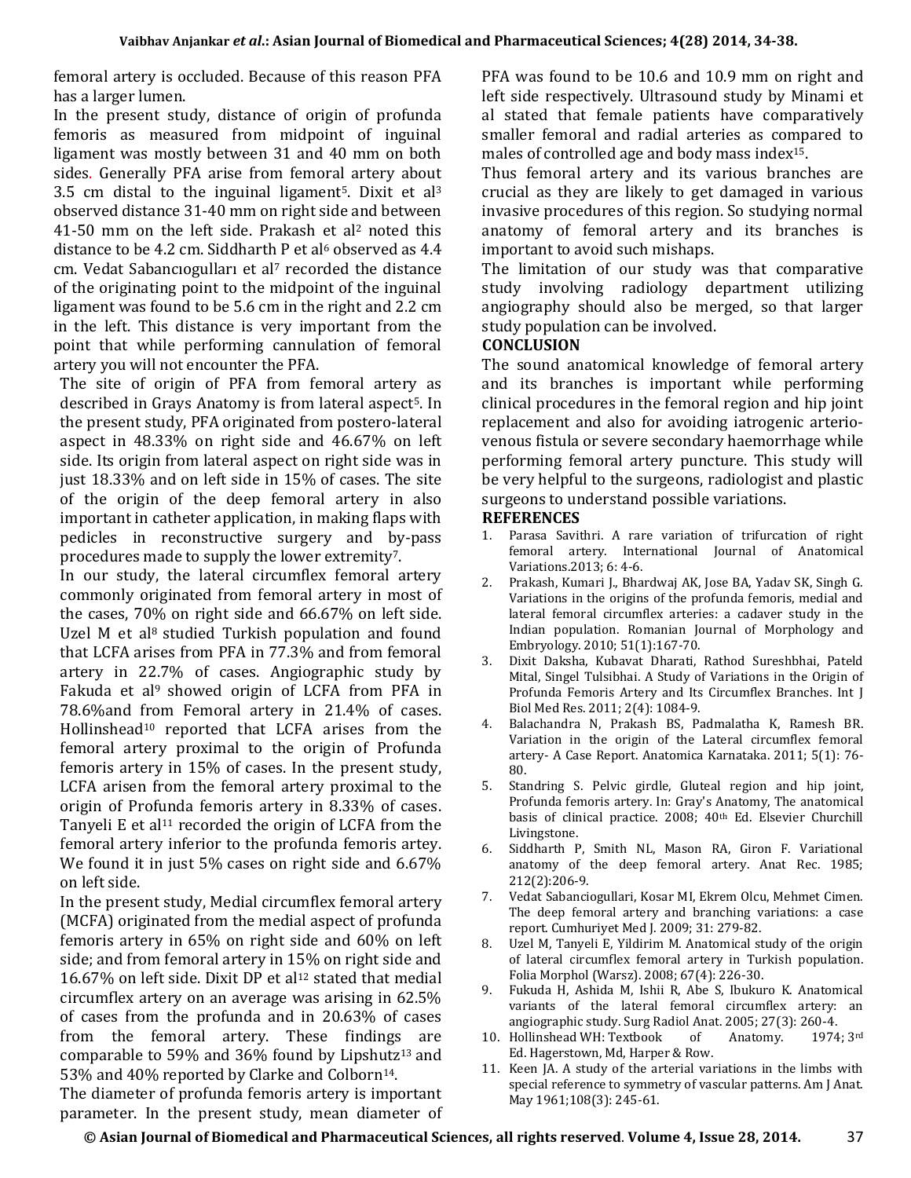femoral artery is occluded. Because of this reason PFA has a larger lumen.

In the present study, distance of origin of profunda femoris as measured from midpoint of inguinal ligament was mostly between 31 and 40 mm on both sides. Generally PFA arise from femoral artery about 3.5 cm distal to the inguinal ligament[5]. Dixit et al[3] observed distance 31-40 mm on right side and between 41-50 mm on the left side. Prakash et al[2] noted this distance to be 4.2 cm. Siddharth P et al[6] observed as 4.4 cm. Vedat Sabancıogulları et al[7] recorded the distance of the originating point to the midpoint of the inguinal ligament was found to be 5.6 cm in the right and 2.2 cm in the left. This distance is very important from the point that while performing cannulation of femoral artery you will not encounter the PFA.

The site of origin of PFA from femoral artery as described in Grays Anatomy is from lateral aspect[5]. In the present study, PFA originated from postero-lateral aspect in 48.33% on right side and 46.67% on left side. Its origin from lateral aspect on right side was in just 18.33% and on left side in 15% of cases. The site of the origin of the deep femoral artery in also important in catheter application, in making flaps with pedicles in reconstructive surgery and by-pass procedures made to supply the lower extremity[7].

In our study, the lateral circumflex femoral artery commonly originated from femoral artery in most of the cases, 70% on right side and 66.67% on left side. Uzel M et al[8] studied Turkish population and found that LCFA arises from PFA in 77.3% and from femoral artery in 22.7% of cases. Angiographic study by Fakuda et al[9] showed origin of LCFA from PFA in 78.6%and from Femoral artery in 21.4% of cases. Hollinshead[10] reported that LCFA arises from the femoral artery proximal to the origin of Profunda femoris artery in 15% of cases. In the present study, LCFA arisen from the femoral artery proximal to the origin of Profunda femoris artery in 8.33% of cases. Tanyeli E et al[11] recorded the origin of LCFA from the femoral artery inferior to the profunda femoris artey. We found it in just 5% cases on right side and 6.67% on left side.

In the present study, Medial circumflex femoral artery (MCFA) originated from the medial aspect of profunda femoris artery in 65% on right side and 60% on left side; and from femoral artery in 15% on right side and 16.67% on left side. Dixit DP et al[12] stated that medial circumflex artery on an average was arising in 62.5% of cases from the profunda and in 20.63% of cases from the femoral artery. These findings are comparable to 59% and 36% found by Lipshutz[13] and 53% and 40% reported by Clarke and Colborn[14].

The diameter of profunda femoris artery is important parameter. In the present study, mean diameter of PFA was found to be 10.6 and 10.9 mm on right and left side respectively. Ultrasound study by Minami et al stated that female patients have comparatively smaller femoral and radial arteries as compared to males of controlled age and body mass index[15].

Thus femoral artery and its various branches are crucial as they are likely to get damaged in various invasive procedures of this region. So studying normal anatomy of femoral artery and its branches is important to avoid such mishaps.

The limitation of our study was that comparative study involving radiology department utilizing angiography should also be merged, so that larger study population can be involved.

## CONCLUSION

The sound anatomical knowledge of femoral artery and its branches is important while performing clinical procedures in the femoral region and hip joint replacement and also for avoiding iatrogenic arterio-venous fistula or severe secondary haemorrhage while performing femoral artery puncture. This study will be very helpful to the surgeons, radiologist and plastic surgeons to understand possible variations.

## REFERENCES

1. Parasa Savithri. A rare variation of trifurcation of right femoral artery. International Journal of Anatomical Variations.2013; 6: 4-6.
2. Prakash, Kumari J., Bhardwaj AK, Jose BA, Yadav SK, Singh G. Variations in the origins of the profunda femoris, medial and lateral femoral circumflex arteries: a cadaver study in the Indian population. Romanian Journal of Morphology and Embryology. 2010; 51(1):167-70.
3. Dixit Daksha, Kubavat Dharati, Rathod Sureshbhai, Pateld Mital, Singel Tulsibhai. A Study of Variations in the Origin of Profunda Femoris Artery and Its Circumflex Branches. Int J Biol Med Res. 2011; 2(4): 1084-9.
4. Balachandra N, Prakash BS, Padmalatha K, Ramesh BR. Variation in the origin of the Lateral circumflex femoral artery- A Case Report. Anatomica Karnataka. 2011; 5(1): 76-80.
5. Standring S. Pelvic girdle, Gluteal region and hip joint, Profunda femoris artery. In: Gray's Anatomy, The anatomical basis of clinical practice. 2008; 40th Ed. Elsevier Churchill Livingstone.
6. Siddharth P, Smith NL, Mason RA, Giron F. Variational anatomy of the deep femoral artery. Anat Rec. 1985; 212(2):206-9.
7. Vedat Sabanciogullari, Kosar MI, Ekrem Olcu, Mehmet Cimen. The deep femoral artery and branching variations: a case report. Cumhuriyet Med J. 2009; 31: 279-82.
8. Uzel M, Tanyeli E, Yildirim M. Anatomical study of the origin of lateral circumflex femoral artery in Turkish population. Folia Morphol (Warsz). 2008; 67(4): 226-30.
9. Fukuda H, Ashida M, Ishii R, Abe S, Ibukuro K. Anatomical variants of the lateral femoral circumflex artery: an angiographic study. Surg Radiol Anat. 2005; 27(3): 260-4.
10. Hollinshead WH: Textbook of Anatomy. 1974; 3rd Ed. Hagerstown, Md, Harper & Row.
11. Keen JA. A study of the arterial variations in the limbs with special reference to symmetry of vascular patterns. Am J Anat. May 1961;108(3): 245-61.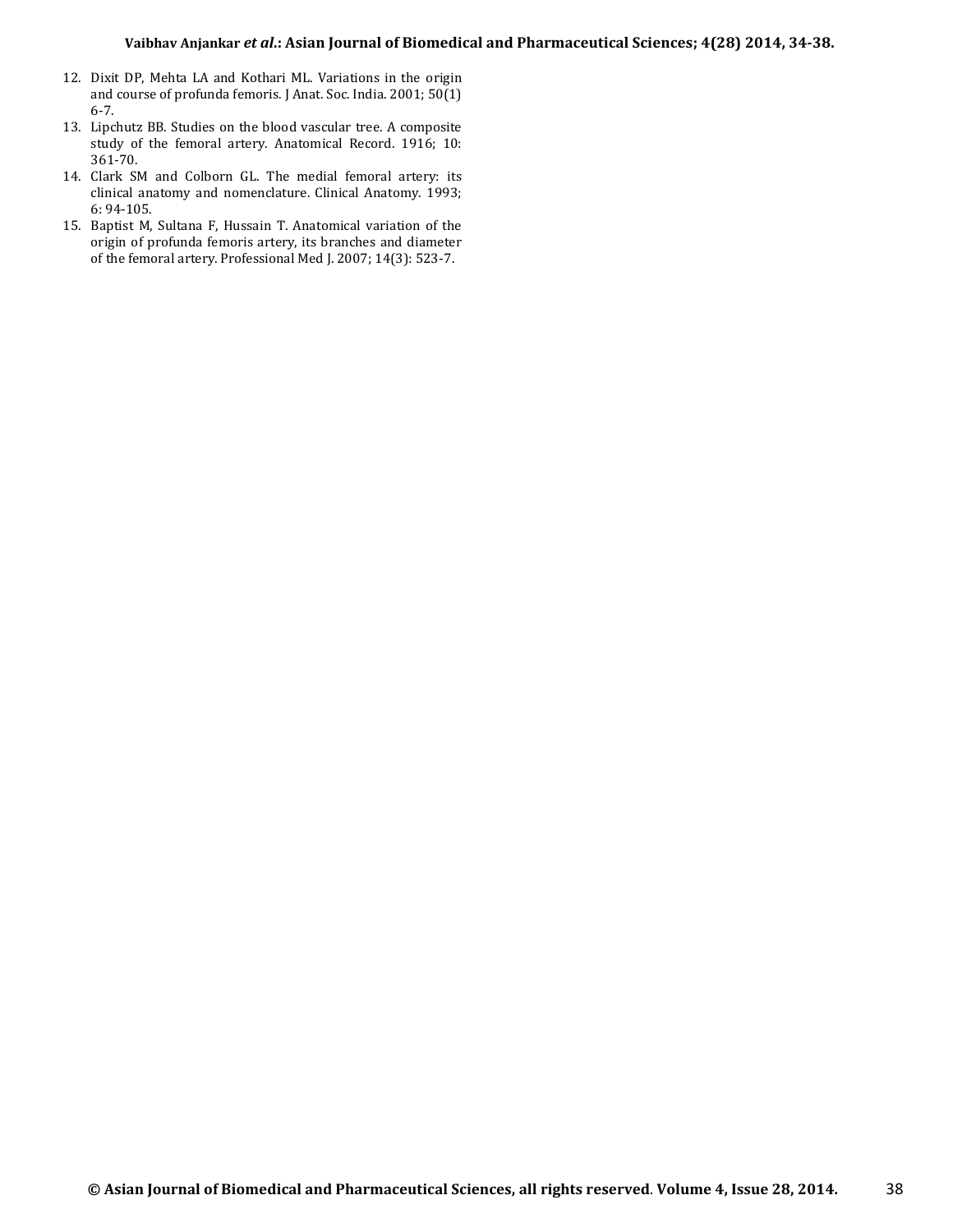12. Dixit DP, Mehta LA and Kothari ML. Variations in the origin and course of profunda femoris. J Anat. Soc. India. 2001; 50(1) 6-7.
13. Lipchutz BB. Studies on the blood vascular tree. A composite study of the femoral artery. Anatomical Record. 1916; 10: 361-70.
14. Clark SM and Colborn GL. The medial femoral artery: its clinical anatomy and nomenclature. Clinical Anatomy. 1993; 6: 94-105.
15. Baptist M, Sultana F, Hussain T. Anatomical variation of the origin of profunda femoris artery, its branches and diameter of the femoral artery. Professional Med J. 2007; 14(3): 523-7.